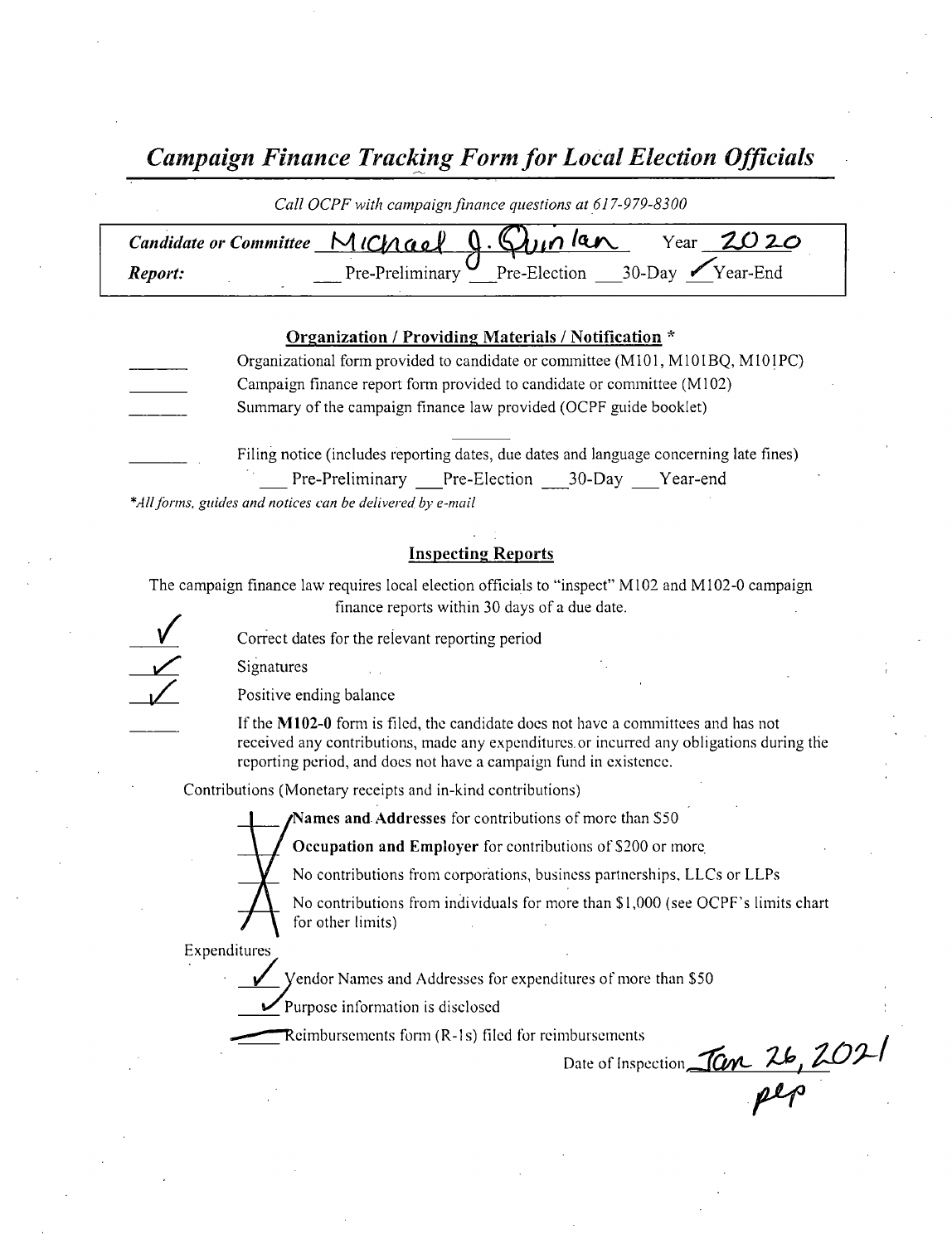# *Campaign Finance Tracking Form for Local Election Officials*

*Call OCPF with campaign finance questions at 617-979-8300*

***Candidate or Committee*** Michael J. Quinlan Year 2020

***Report:*** ___ Pre-Preliminary ___ Pre-Election ___ 30-Day ✓ Year-End

## Organization / Providing Materials / Notification *

_____ Organizational form provided to candidate or committee (M101, M101BQ, M101PC)

_____ Campaign finance report form provided to candidate or committee (M102)

_____ Summary of the campaign finance law provided (OCPF guide booklet)

_____ Filing notice (includes reporting dates, due dates and language concerning late fines)

___ Pre-Preliminary ___ Pre-Election ___ 30-Day ___ Year-end

*\*All forms, guides and notices can be delivered by e-mail*

## Inspecting Reports

The campaign finance law requires local election officials to "inspect" M102 and M102-0 campaign finance reports within 30 days of a due date.

✓ Correct dates for the relevant reporting period

✓ Signatures

✓ Positive ending balance

_____ If the **M102-0** form is filed, the candidate does not have a committees and has not received any contributions, made any expenditures or incurred any obligations during the reporting period, and does not have a campaign fund in existence.

Contributions (Monetary receipts and in-kind contributions)

X **Names and Addresses** for contributions of more than $50

X **Occupation and Employer** for contributions of $200 or more

X No contributions from corporations, business partnerships, LLCs or LLPs

X No contributions from individuals for more than $1,000 (see OCPF's limits chart for other limits)

Expenditures

✓ Vendor Names and Addresses for expenditures of more than $50

✓ Purpose information is disclosed

— Reimbursements form (R-1s) filed for reimbursements

Date of Inspection Jan 26, 2021

pep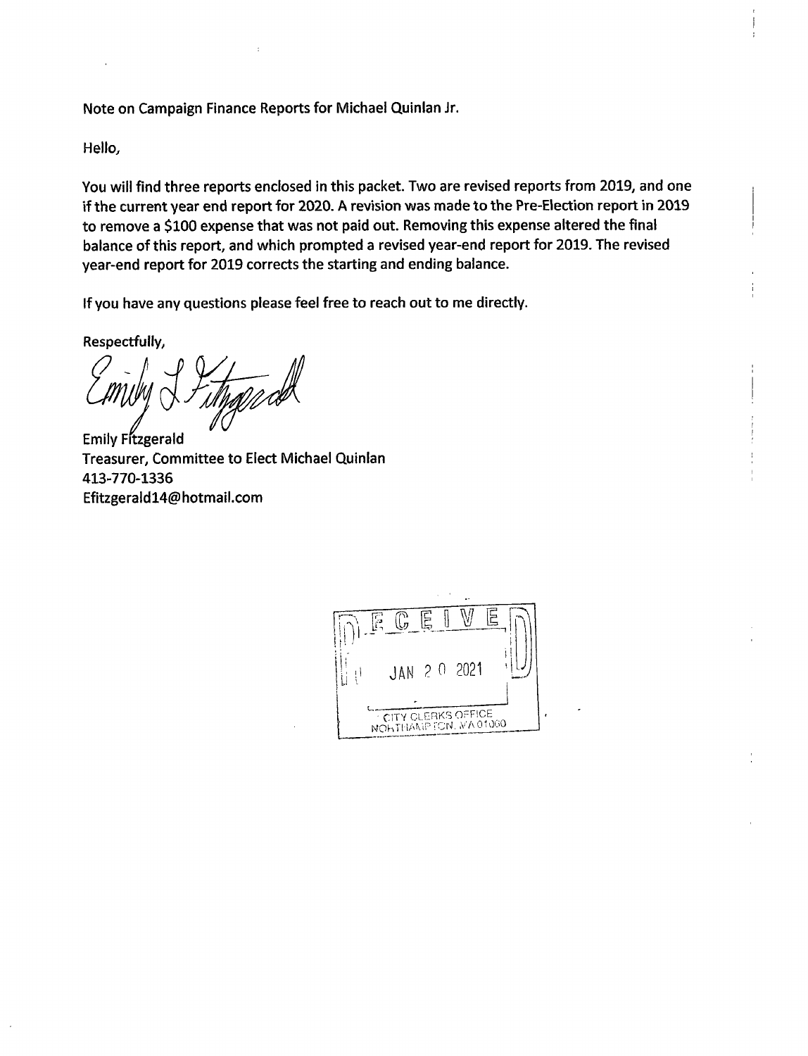Note on Campaign Finance Reports for Michael Quinlan Jr.

Hello,

You will find three reports enclosed in this packet. Two are revised reports from 2019, and one if the current year end report for 2020. A revision was made to the Pre-Election report in 2019 to remove a $100 expense that was not paid out. Removing this expense altered the final balance of this report, and which prompted a revised year-end report for 2019. The revised year-end report for 2019 corrects the starting and ending balance.

If you have any questions please feel free to reach out to me directly.

Respectfully,

Emily L Fitzgerald

Emily Fitzgerald
Treasurer, Committee to Elect Michael Quinlan
413-770-1336
Efitzgerald14@hotmail.com

RECEIVED
JAN 20 2021
CITY CLERKS OFFICE
NORTHAMPTON, MA 01060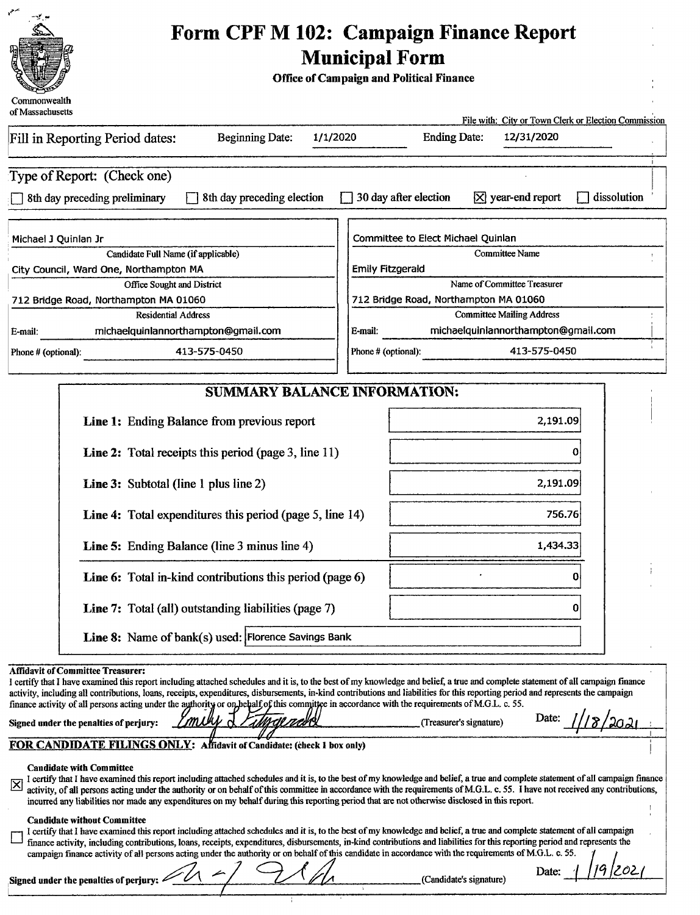Commonwealth of Massachusetts

# Form CPF M 102: Campaign Finance Report Municipal Form

**Office of Campaign and Political Finance**

File with: City or Town Clerk or Election Commission

Fill in Reporting Period dates: Beginning Date: 1/1/2020 Ending Date: 12/31/2020

Type of Report: (Check one)

☐ 8th day preceding preliminary ☐ 8th day preceding election ☐ 30 day after election ☒ year-end report ☐ dissolution

| | |
|---|---|
| Michael J Quinlan Jr | Committee to Elect Michael Quinlan |
| Candidate Full Name (if applicable) | Committee Name |
| City Council, Ward One, Northampton MA | Emily Fitzgerald |
| Office Sought and District | Name of Committee Treasurer |
| 712 Bridge Road, Northampton MA 01060 | 712 Bridge Road, Northampton MA 01060 |
| Residential Address | Committee Mailing Address |
| E-mail: michaelquinlannorthampton@gmail.com | E-mail: michaelquinlannorthampton@gmail.com |
| Phone # (optional): 413-575-0450 | Phone # (optional): 413-575-0450 |

## SUMMARY BALANCE INFORMATION:

| | |
|---|---|
| **Line 1:** Ending Balance from previous report | 2,191.09 |
| **Line 2:** Total receipts this period (page 3, line 11) | 0 |
| **Line 3:** Subtotal (line 1 plus line 2) | 2,191.09 |
| **Line 4:** Total expenditures this period (page 5, line 14) | 756.76 |
| **Line 5:** Ending Balance (line 3 minus line 4) | 1,434.33 |
| **Line 6:** Total in-kind contributions this period (page 6) | 0 |
| **Line 7:** Total (all) outstanding liabilities (page 7) | 0 |
| **Line 8:** Name of bank(s) used: | Florence Savings Bank |

**Affidavit of Committee Treasurer:**

I certify that I have examined this report including attached schedules and it is, to the best of my knowledge and belief, a true and complete statement of all campaign finance activity, including all contributions, loans, receipts, expenditures, disbursements, in-kind contributions and liabilities for this reporting period and represents the campaign finance activity of all persons acting under the authority or on behalf of this committee in accordance with the requirements of M.G.L. c. 55.

**Signed under the penalties of perjury:** Emily L Fitzgerald (Treasurer's signature) Date: 1/18/2021

**FOR CANDIDATE FILINGS ONLY: Affidavit of Candidate: (check 1 box only)**

☒ **Candidate with Committee**
I certify that I have examined this report including attached schedules and it is, to the best of my knowledge and belief, a true and complete statement of all campaign finance activity, of all persons acting under the authority or on behalf of this committee in accordance with the requirements of M.G.L. c. 55. I have not received any contributions, incurred any liabilities nor made any expenditures on my behalf during this reporting period that are not otherwise disclosed in this report.

☐ **Candidate without Committee**
I certify that I have examined this report including attached schedules and it is, to the best of my knowledge and belief, a true and complete statement of all campaign finance activity, including contributions, loans, receipts, expenditures, disbursements, in-kind contributions and liabilities for this reporting period and represents the campaign finance activity of all persons acting under the authority or on behalf of this candidate in accordance with the requirements of M.G.L. c. 55.

**Signed under the penalties of perjury:** [signature] (Candidate's signature) Date: 1/19/2021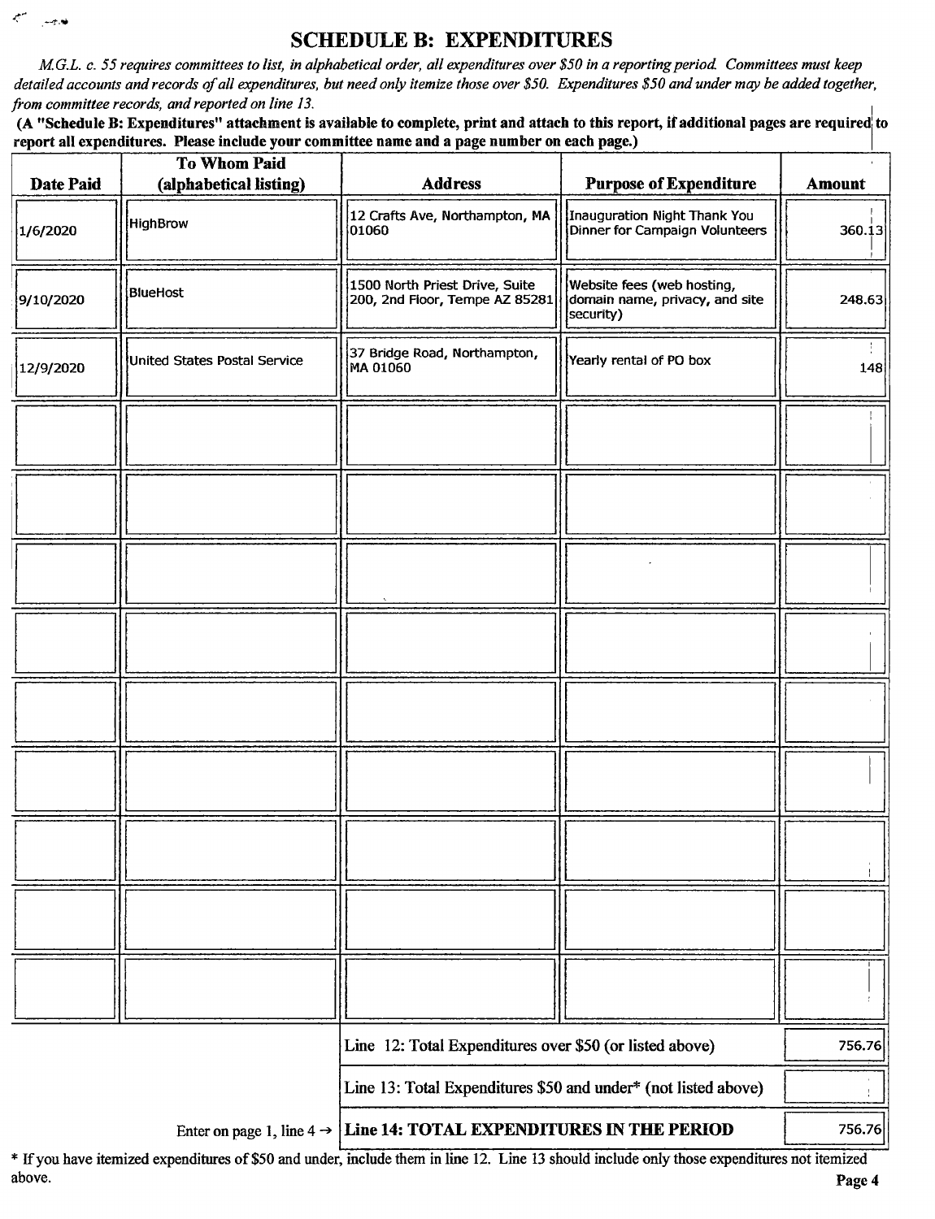## SCHEDULE B: EXPENDITURES

*M.G.L. c. 55 requires committees to list, in alphabetical order, all expenditures over $50 in a reporting period. Committees must keep detailed accounts and records of all expenditures, but need only itemize those over $50. Expenditures $50 and under may be added together, from committee records, and reported on line 13.*

**(A "Schedule B: Expenditures" attachment is available to complete, print and attach to this report, if additional pages are required to report all expenditures. Please include your committee name and a page number on each page.)**

| Date Paid | To Whom Paid (alphabetical listing) | Address | Purpose of Expenditure | Amount |
|---|---|---|---|---|
| 1/6/2020 | HighBrow | 12 Crafts Ave, Northampton, MA 01060 | Inauguration Night Thank You Dinner for Campaign Volunteers | 360.13 |
| 9/10/2020 | BlueHost | 1500 North Priest Drive, Suite 200, 2nd Floor, Tempe AZ 85281 | Website fees (web hosting, domain name, privacy, and site security) | 248.63 |
| 12/9/2020 | United States Postal Service | 37 Bridge Road, Northampton, MA 01060 | Yearly rental of PO box | 148 |
| | | | | |
| | | | | |
| | | | | |
| | | | | |
| | | | | |
| | | | | |
| | | | | |
| | | | | |
| | | | | |

| | |
|---|---|
| Line 12: Total Expenditures over $50 (or listed above) | 756.76 |
| Line 13: Total Expenditures $50 and under* (not listed above) | |
| Enter on page 1, line 4 → **Line 14: TOTAL EXPENDITURES IN THE PERIOD** | 756.76 |

* If you have itemized expenditures of $50 and under, include them in line 12. Line 13 should include only those expenditures not itemized above.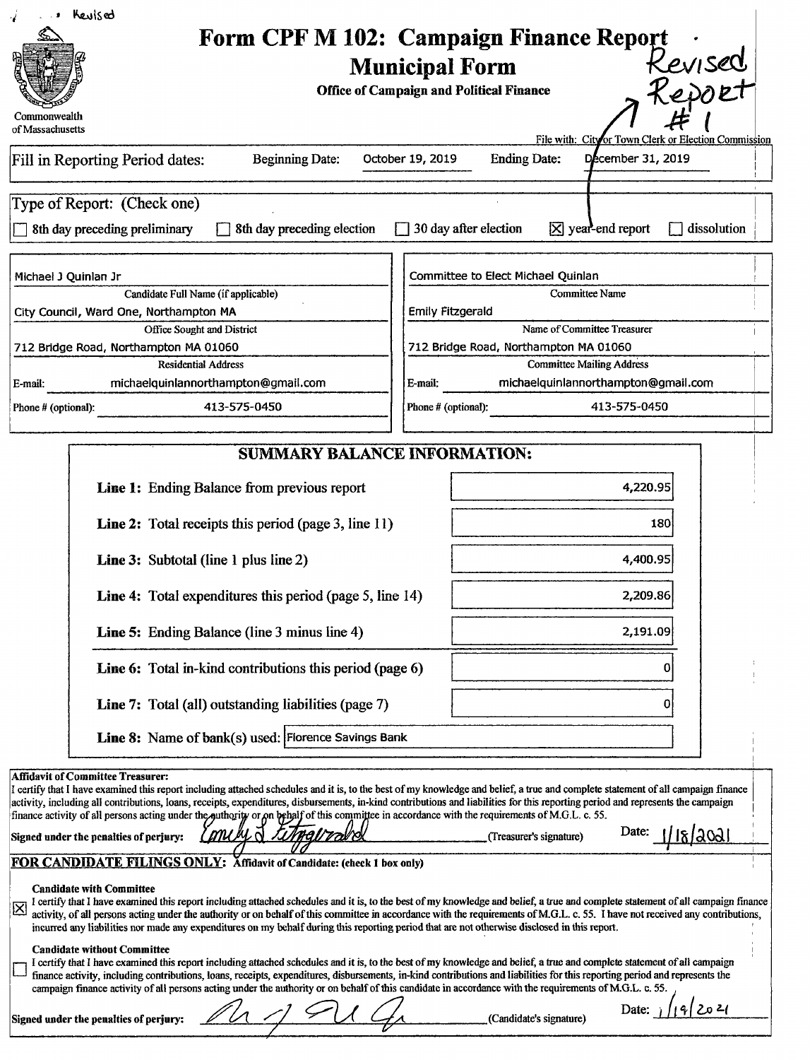Revised

# Form CPF M 102: Campaign Finance Report

## Municipal Form

**Office of Campaign and Political Finance**

Commonwealth of Massachusetts

Revised Report #1

File with: City or Town Clerk or Election Commission

Fill in Reporting Period dates: Beginning Date: October 19, 2019 Ending Date: December 31, 2019

Type of Report: (Check one)

☐ 8th day preceding preliminary ☐ 8th day preceding election ☐ 30 day after election ☒ year-end report ☐ dissolution

| | |
|---|---|
| Michael J Quinlan Jr | Committee to Elect Michael Quinlan |
| Candidate Full Name (if applicable) | Committee Name |
| City Council, Ward One, Northampton MA | Emily Fitzgerald |
| Office Sought and District | Name of Committee Treasurer |
| 712 Bridge Road, Northampton MA 01060 | 712 Bridge Road, Northampton MA 01060 |
| Residential Address | Committee Mailing Address |
| E-mail: michaelquinlannorthampton@gmail.com | E-mail: michaelquinlannorthampton@gmail.com |
| Phone # (optional): 413-575-0450 | Phone # (optional): 413-575-0450 |

### SUMMARY BALANCE INFORMATION:

| | |
|---|---|
| **Line 1:** Ending Balance from previous report | 4,220.95 |
| **Line 2:** Total receipts this period (page 3, line 11) | 180 |
| **Line 3:** Subtotal (line 1 plus line 2) | 4,400.95 |
| **Line 4:** Total expenditures this period (page 5, line 14) | 2,209.86 |
| **Line 5:** Ending Balance (line 3 minus line 4) | 2,191.09 |
| **Line 6:** Total in-kind contributions this period (page 6) | 0 |
| **Line 7:** Total (all) outstanding liabilities (page 7) | 0 |
| **Line 8:** Name of bank(s) used: | Florence Savings Bank |

**Affidavit of Committee Treasurer:**
I certify that I have examined this report including attached schedules and it is, to the best of my knowledge and belief, a true and complete statement of all campaign finance activity, including all contributions, loans, receipts, expenditures, disbursements, in-kind contributions and liabilities for this reporting period and represents the campaign finance activity of all persons acting under the authority or on behalf of this committee in accordance with the requirements of M.G.L. c. 55.

**Signed under the penalties of perjury:** Emily L Fitzgerald (Treasurer's signature) Date: 1/18/2021

**FOR CANDIDATE FILINGS ONLY:** Affidavit of Candidate: (check 1 box only)

☒ **Candidate with Committee**
I certify that I have examined this report including attached schedules and it is, to the best of my knowledge and belief, a true and complete statement of all campaign finance activity, of all persons acting under the authority or on behalf of this committee in accordance with the requirements of M.G.L. c. 55. I have not received any contributions, incurred any liabilities nor made any expenditures on my behalf during this reporting period that are not otherwise disclosed in this report.

☐ **Candidate without Committee**
I certify that I have examined this report including attached schedules and it is, to the best of my knowledge and belief, a true and complete statement of all campaign finance activity, including contributions, loans, receipts, expenditures, disbursements, in-kind contributions and liabilities for this reporting period and represents the campaign finance activity of all persons acting under the authority or on behalf of this candidate in accordance with the requirements of M.G.L. c. 55.

**Signed under the penalties of perjury:** [signature] (Candidate's signature) Date: 1/19/2021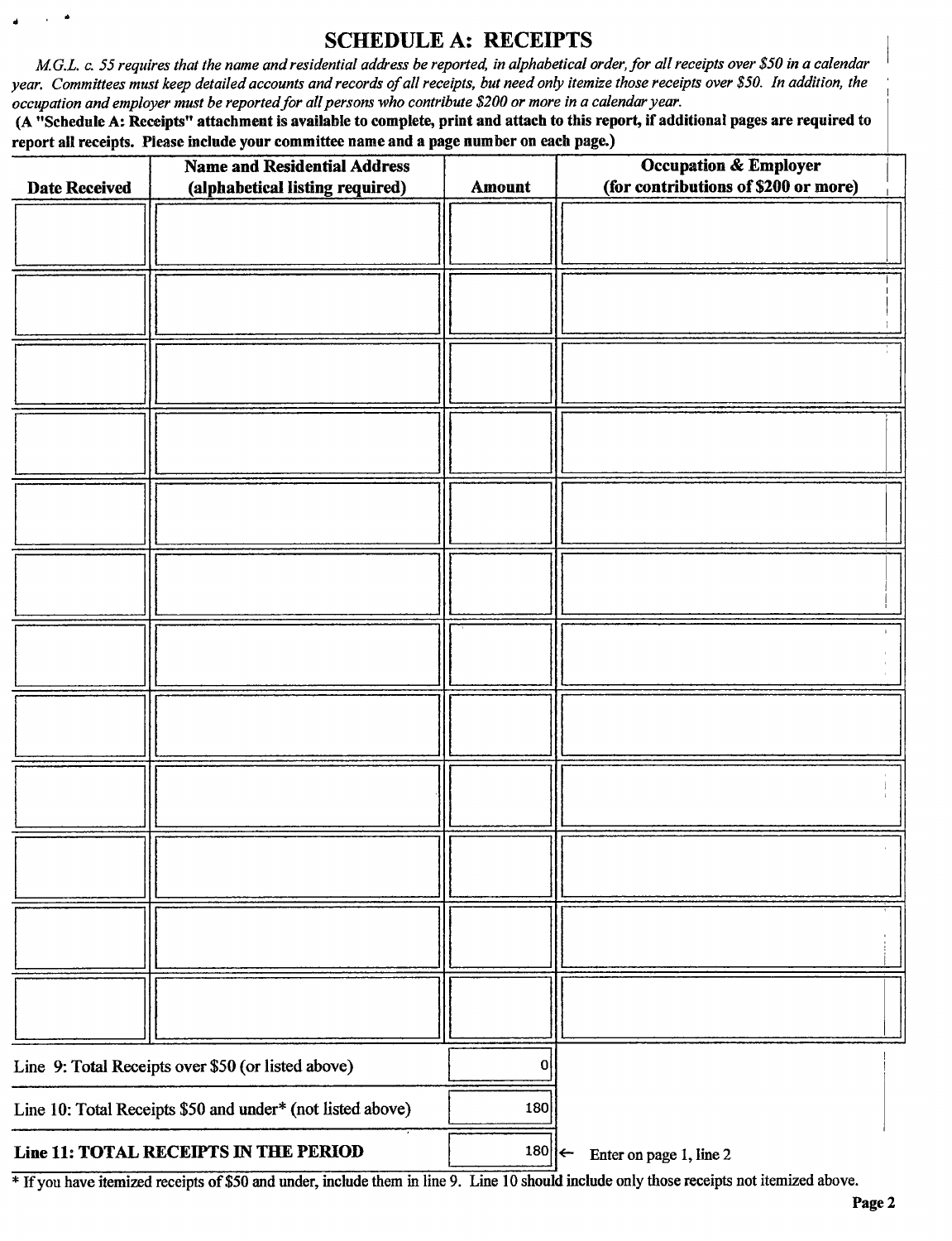# SCHEDULE A: RECEIPTS

*M.G.L. c. 55 requires that the name and residential address be reported, in alphabetical order, for all receipts over $50 in a calendar year. Committees must keep detailed accounts and records of all receipts, but need only itemize those receipts over $50. In addition, the occupation and employer must be reported for all persons who contribute $200 or more in a calendar year.*

**(A "Schedule A: Receipts" attachment is available to complete, print and attach to this report, if additional pages are required to report all receipts. Please include your committee name and a page number on each page.)**

| Date Received | Name and Residential Address (alphabetical listing required) | Amount | Occupation & Employer (for contributions of $200 or more) |
|---|---|---|---|
| | | | |
| | | | |
| | | | |
| | | | |
| | | | |
| | | | |
| | | | |
| | | | |
| | | | |
| | | | |
| | | | |
| | | | |

| | |
|---|---|
| Line 9: Total Receipts over $50 (or listed above) | 0 |
| Line 10: Total Receipts $50 and under* (not listed above) | 180 |
| **Line 11: TOTAL RECEIPTS IN THE PERIOD** | 180 ← Enter on page 1, line 2 |

* If you have itemized receipts of $50 and under, include them in line 9. Line 10 should include only those receipts not itemized above.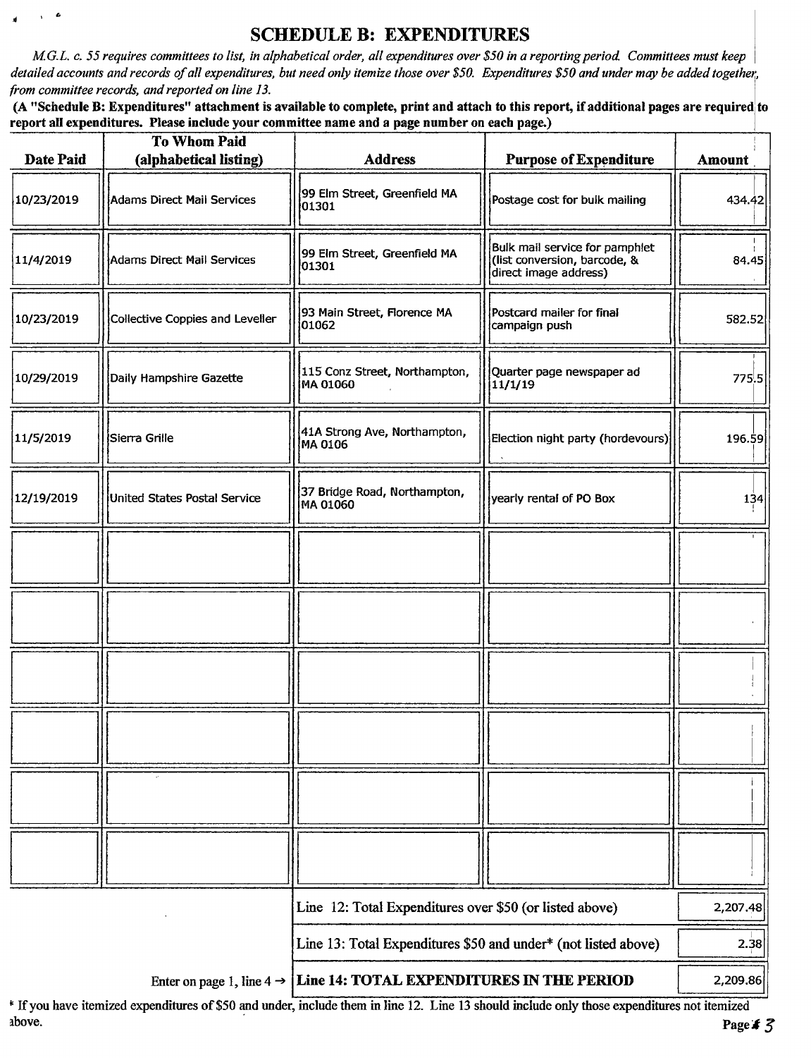# SCHEDULE B: EXPENDITURES

*M.G.L. c. 55 requires committees to list, in alphabetical order, all expenditures over $50 in a reporting period. Committees must keep detailed accounts and records of all expenditures, but need only itemize those over $50. Expenditures $50 and under may be added together, from committee records, and reported on line 13.*

**(A "Schedule B: Expenditures" attachment is available to complete, print and attach to this report, if additional pages are required to report all expenditures. Please include your committee name and a page number on each page.)**

| Date Paid | To Whom Paid (alphabetical listing) | Address | Purpose of Expenditure | Amount |
|---|---|---|---|---|
| 10/23/2019 | Adams Direct Mail Services | 99 Elm Street, Greenfield MA 01301 | Postage cost for bulk mailing | 434.42 |
| 11/4/2019 | Adams Direct Mail Services | 99 Elm Street, Greenfield MA 01301 | Bulk mail service for pamphlet (list conversion, barcode, & direct image address) | 84.45 |
| 10/23/2019 | Collective Coppies and Leveller | 93 Main Street, Florence MA 01062 | Postcard mailer for final campaign push | 582.52 |
| 10/29/2019 | Daily Hampshire Gazette | 115 Conz Street, Northampton, MA 01060 | Quarter page newspaper ad 11/1/19 | 775.5 |
| 11/5/2019 | Sierra Grille | 41A Strong Ave, Northampton, MA 0106 | Election night party (hordevours) | 196.59 |
| 12/19/2019 | United States Postal Service | 37 Bridge Road, Northampton, MA 01060 | yearly rental of PO Box | 134 |
| | | | | |
| | | | | |
| | | | | |
| | | | | |
| | | | | |
| | | | | |
| | | Line 12: Total Expenditures over $50 (or listed above) | | 2,207.48 |
| | | Line 13: Total Expenditures $50 and under* (not listed above) | | 2.38 |
| | Enter on page 1, line 4 → | **Line 14: TOTAL EXPENDITURES IN THE PERIOD** | | 2,209.86 |

* If you have itemized expenditures of $50 and under, include them in line 12. Line 13 should include only those expenditures not itemized above.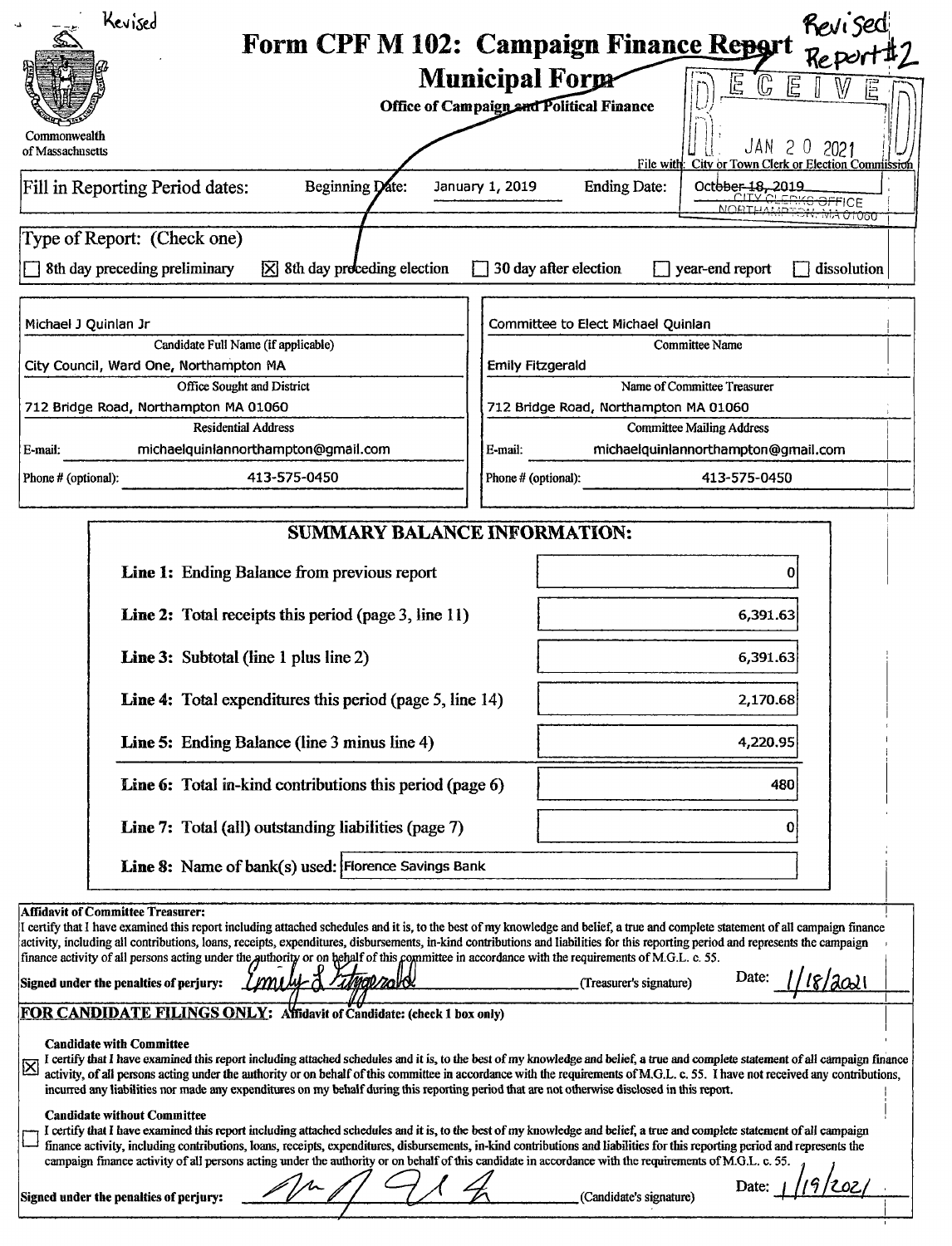Revised

Revised Report #2

# Form CPF M 102: Campaign Finance Report

## Municipal Form

**Office of Campaign and Political Finance**

Commonwealth of Massachusetts

RECEIVED JAN 20 2021 CITY CLERKS OFFICE NORTHAMPTON, MA 01060

File with: City or Town Clerk or Election Commission

Fill in Reporting Period dates: Beginning Date: January 1, 2019 Ending Date: ~~October 18, 2019~~

Type of Report: (Check one)

- ☐ 8th day preceding preliminary
- ☒ 8th day preceding election
- ☐ 30 day after election
- ☐ year-end report
- ☐ dissolution

| | |
|---|---|
| Michael J Quinlan Jr | Committee to Elect Michael Quinlan |
| Candidate Full Name (if applicable) | Committee Name |
| City Council, Ward One, Northampton MA | Emily Fitzgerald |
| Office Sought and District | Name of Committee Treasurer |
| 712 Bridge Road, Northampton MA 01060 | 712 Bridge Road, Northampton MA 01060 |
| Residential Address | Committee Mailing Address |
| E-mail: michaelquinlannorthampton@gmail.com | E-mail: michaelquinlannorthampton@gmail.com |
| Phone # (optional): 413-575-0450 | Phone # (optional): 413-575-0450 |

## SUMMARY BALANCE INFORMATION:

| | |
|---|---|
| **Line 1:** Ending Balance from previous report | 0 |
| **Line 2:** Total receipts this period (page 3, line 11) | 6,391.63 |
| **Line 3:** Subtotal (line 1 plus line 2) | 6,391.63 |
| **Line 4:** Total expenditures this period (page 5, line 14) | 2,170.68 |
| **Line 5:** Ending Balance (line 3 minus line 4) | 4,220.95 |
| **Line 6:** Total in-kind contributions this period (page 6) | 480 |
| **Line 7:** Total (all) outstanding liabilities (page 7) | 0 |
| **Line 8:** Name of bank(s) used: | Florence Savings Bank |

**Affidavit of Committee Treasurer:**

I certify that I have examined this report including attached schedules and it is, to the best of my knowledge and belief, a true and complete statement of all campaign finance activity, including all contributions, loans, receipts, expenditures, disbursements, in-kind contributions and liabilities for this reporting period and represents the campaign finance activity of all persons acting under the authority or on behalf of this committee in accordance with the requirements of M.G.L. c. 55.

**Signed under the penalties of perjury:** Emily L Fitzgerald (Treasurer's signature) Date: 1/18/2021

**FOR CANDIDATE FILINGS ONLY:** Affidavit of Candidate: (check 1 box only)

☒ **Candidate with Committee**
I certify that I have examined this report including attached schedules and it is, to the best of my knowledge and belief, a true and complete statement of all campaign finance activity, of all persons acting under the authority or on behalf of this committee in accordance with the requirements of M.G.L. c. 55. I have not received any contributions, incurred any liabilities nor made any expenditures on my behalf during this reporting period that are not otherwise disclosed in this report.

☐ **Candidate without Committee**
I certify that I have examined this report including attached schedules and it is, to the best of my knowledge and belief, a true and complete statement of all campaign finance activity, including contributions, loans, receipts, expenditures, disbursements, in-kind contributions and liabilities for this reporting period and represents the campaign finance activity of all persons acting under the authority or on behalf of this candidate in accordance with the requirements of M.G.L. c. 55.

**Signed under the penalties of perjury:** [signature] (Candidate's signature) Date: 1/19/2021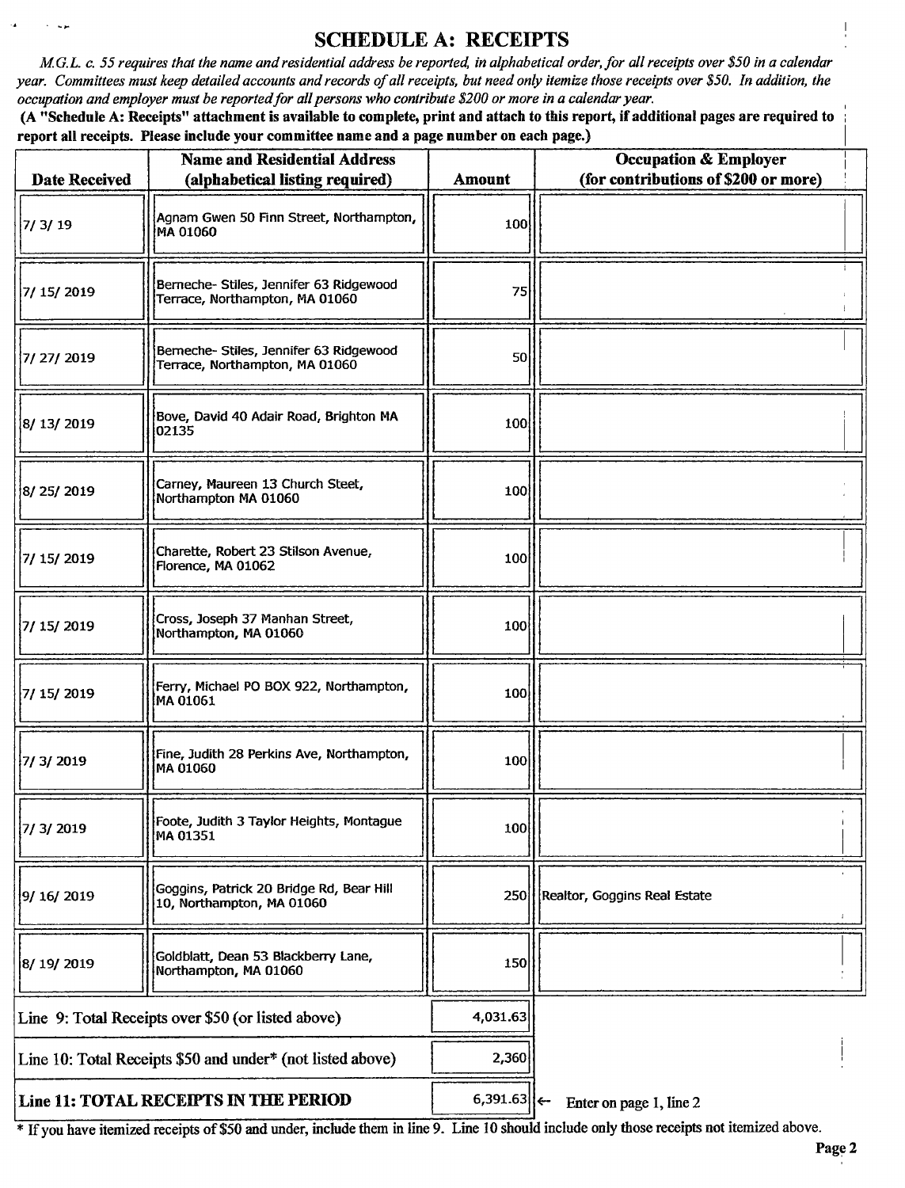# SCHEDULE A: RECEIPTS

*M.G.L. c. 55 requires that the name and residential address be reported, in alphabetical order, for all receipts over $50 in a calendar year. Committees must keep detailed accounts and records of all receipts, but need only itemize those receipts over $50. In addition, the occupation and employer must be reported for all persons who contribute $200 or more in a calendar year.*

**(A "Schedule A: Receipts" attachment is available to complete, print and attach to this report, if additional pages are required to report all receipts. Please include your committee name and a page number on each page.)**

| Date Received | Name and Residential Address (alphabetical listing required) | Amount | Occupation & Employer (for contributions of $200 or more) |
|---|---|---|---|
| 7/ 3/ 19 | Agnam Gwen 50 Finn Street, Northampton, MA 01060 | 100 | |
| 7/ 15/ 2019 | Berneche- Stiles, Jennifer 63 Ridgewood Terrace, Northampton, MA 01060 | 75 | |
| 7/ 27/ 2019 | Berneche- Stiles, Jennifer 63 Ridgewood Terrace, Northampton, MA 01060 | 50 | |
| 8/ 13/ 2019 | Bove, David 40 Adair Road, Brighton MA 02135 | 100 | |
| 8/ 25/ 2019 | Carney, Maureen 13 Church Steet, Northampton MA 01060 | 100 | |
| 7/ 15/ 2019 | Charette, Robert 23 Stilson Avenue, Florence, MA 01062 | 100 | |
| 7/ 15/ 2019 | Cross, Joseph 37 Manhan Street, Northampton, MA 01060 | 100 | |
| 7/ 15/ 2019 | Ferry, Michael PO BOX 922, Northampton, MA 01061 | 100 | |
| 7/ 3/ 2019 | Fine, Judith 28 Perkins Ave, Northampton, MA 01060 | 100 | |
| 7/ 3/ 2019 | Foote, Judith 3 Taylor Heights, Montague MA 01351 | 100 | |
| 9/ 16/ 2019 | Goggins, Patrick 20 Bridge Rd, Bear Hill 10, Northampton, MA 01060 | 250 | Realtor, Goggins Real Estate |
| 8/ 19/ 2019 | Goldblatt, Dean 53 Blackberry Lane, Northampton, MA 01060 | 150 | |

| | |
|---|---|
| Line 9: Total Receipts over $50 (or listed above) | 4,031.63 |
| Line 10: Total Receipts $50 and under* (not listed above) | 2,360 |
| **Line 11: TOTAL RECEIPTS IN THE PERIOD** | 6,391.63 ← Enter on page 1, line 2 |

\* If you have itemized receipts of $50 and under, include them in line 9. Line 10 should include only those receipts not itemized above.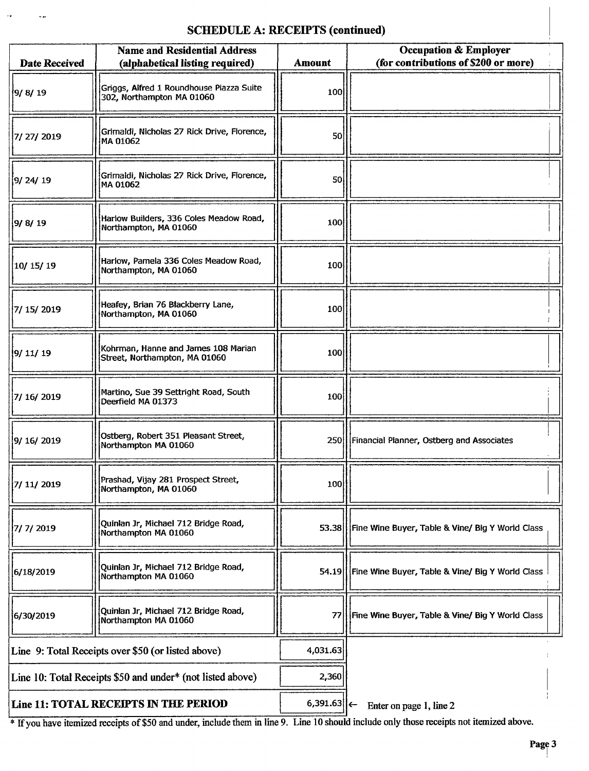## SCHEDULE A: RECEIPTS (continued)

| Date Received | Name and Residential Address (alphabetical listing required) | Amount | Occupation & Employer (for contributions of $200 or more) |
|---|---|---|---|
| 9/ 8/ 19 | Griggs, Alfred 1 Roundhouse Piazza Suite 302, Northampton MA 01060 | 100 | |
| 7/ 27/ 2019 | Grimaldi, Nicholas 27 Rick Drive, Florence, MA 01062 | 50 | |
| 9/ 24/ 19 | Grimaldi, Nicholas 27 Rick Drive, Florence, MA 01062 | 50 | |
| 9/ 8/ 19 | Harlow Builders, 336 Coles Meadow Road, Northampton, MA 01060 | 100 | |
| 10/ 15/ 19 | Harlow, Pamela 336 Coles Meadow Road, Northampton, MA 01060 | 100 | |
| 7/ 15/ 2019 | Heafey, Brian 76 Blackberry Lane, Northampton, MA 01060 | 100 | |
| 9/ 11/ 19 | Kohrman, Hanne and James 108 Marian Street, Northampton, MA 01060 | 100 | |
| 7/ 16/ 2019 | Martino, Sue 39 Settright Road, South Deerfield MA 01373 | 100 | |
| 9/ 16/ 2019 | Ostberg, Robert 351 Pleasant Street, Northampton MA 01060 | 250 | Financial Planner, Ostberg and Associates |
| 7/ 11/ 2019 | Prashad, Vijay 281 Prospect Street, Northampton, MA 01060 | 100 | |
| 7/ 7/ 2019 | Quinlan Jr, Michael 712 Bridge Road, Northampton MA 01060 | 53.38 | Fine Wine Buyer, Table & Vine/ Big Y World Class |
| 6/18/2019 | Quinlan Jr, Michael 712 Bridge Road, Northampton MA 01060 | 54.19 | Fine Wine Buyer, Table & Vine/ Big Y World Class |
| 6/30/2019 | Quinlan Jr, Michael 712 Bridge Road, Northampton MA 01060 | 77 | Fine Wine Buyer, Table & Vine/ Big Y World Class |
| Line 9: Total Receipts over $50 (or listed above) | | 4,031.63 | |
| Line 10: Total Receipts $50 and under* (not listed above) | | 2,360 | |
| **Line 11: TOTAL RECEIPTS IN THE PERIOD** | | 6,391.63 | ← Enter on page 1, line 2 |

* If you have itemized receipts of $50 and under, include them in line 9. Line 10 should include only those receipts not itemized above.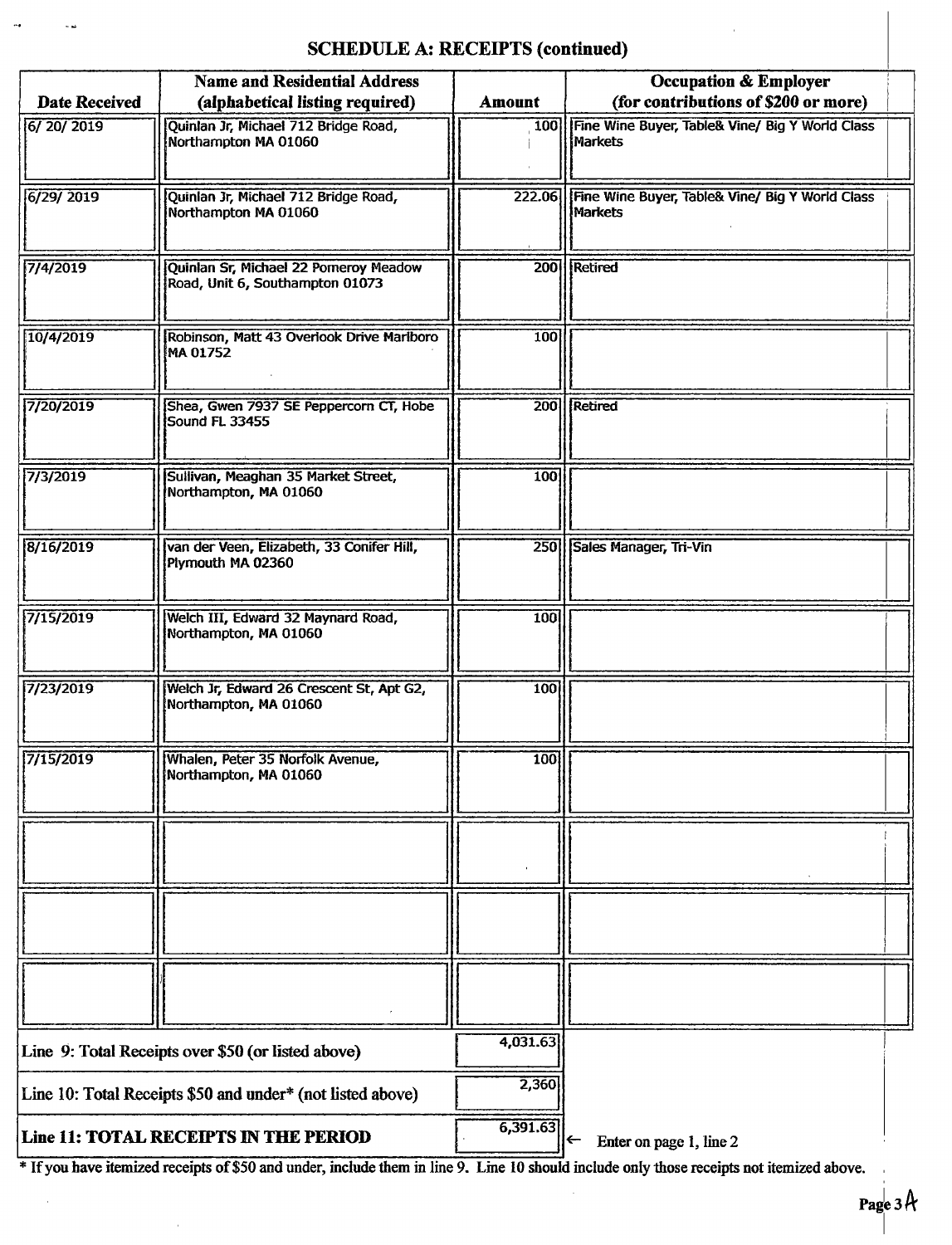## SCHEDULE A: RECEIPTS (continued)

| Date Received | Name and Residential Address (alphabetical listing required) | Amount | Occupation & Employer (for contributions of $200 or more) |
|---|---|---|---|
| 6/ 20/ 2019 | Quinlan Jr, Michael 712 Bridge Road, Northampton MA 01060 | 100 | Fine Wine Buyer, Table& Vine/ Big Y World Class Markets |
| 6/29/ 2019 | Quinlan Jr, Michael 712 Bridge Road, Northampton MA 01060 | 222.06 | Fine Wine Buyer, Table& Vine/ Big Y World Class Markets |
| 7/4/2019 | Quinlan Sr, Michael 22 Pomeroy Meadow Road, Unit 6, Southampton 01073 | 200 | Retired |
| 10/4/2019 | Robinson, Matt 43 Overlook Drive Marlboro MA 01752 | 100 | |
| 7/20/2019 | Shea, Gwen 7937 SE Peppercorn CT, Hobe Sound FL 33455 | 200 | Retired |
| 7/3/2019 | Sullivan, Meaghan 35 Market Street, Northampton, MA 01060 | 100 | |
| 8/16/2019 | van der Veen, Elizabeth, 33 Conifer Hill, Plymouth MA 02360 | 250 | Sales Manager, Tri-Vin |
| 7/15/2019 | Welch III, Edward 32 Maynard Road, Northampton, MA 01060 | 100 | |
| 7/23/2019 | Welch Jr, Edward 26 Crescent St, Apt G2, Northampton, MA 01060 | 100 | |
| 7/15/2019 | Whalen, Peter 35 Norfolk Avenue, Northampton, MA 01060 | 100 | |
| | | | |
| | | | |
| | | | |

| | | |
|---|---|---|
| Line 9: Total Receipts over $50 (or listed above) | 4,031.63 | |
| Line 10: Total Receipts $50 and under* (not listed above) | 2,360 | |
| **Line 11: TOTAL RECEIPTS IN THE PERIOD** | 6,391.63 | ← Enter on page 1, line 2 |

* If you have itemized receipts of $50 and under, include them in line 9. Line 10 should include only those receipts not itemized above.

Page 3A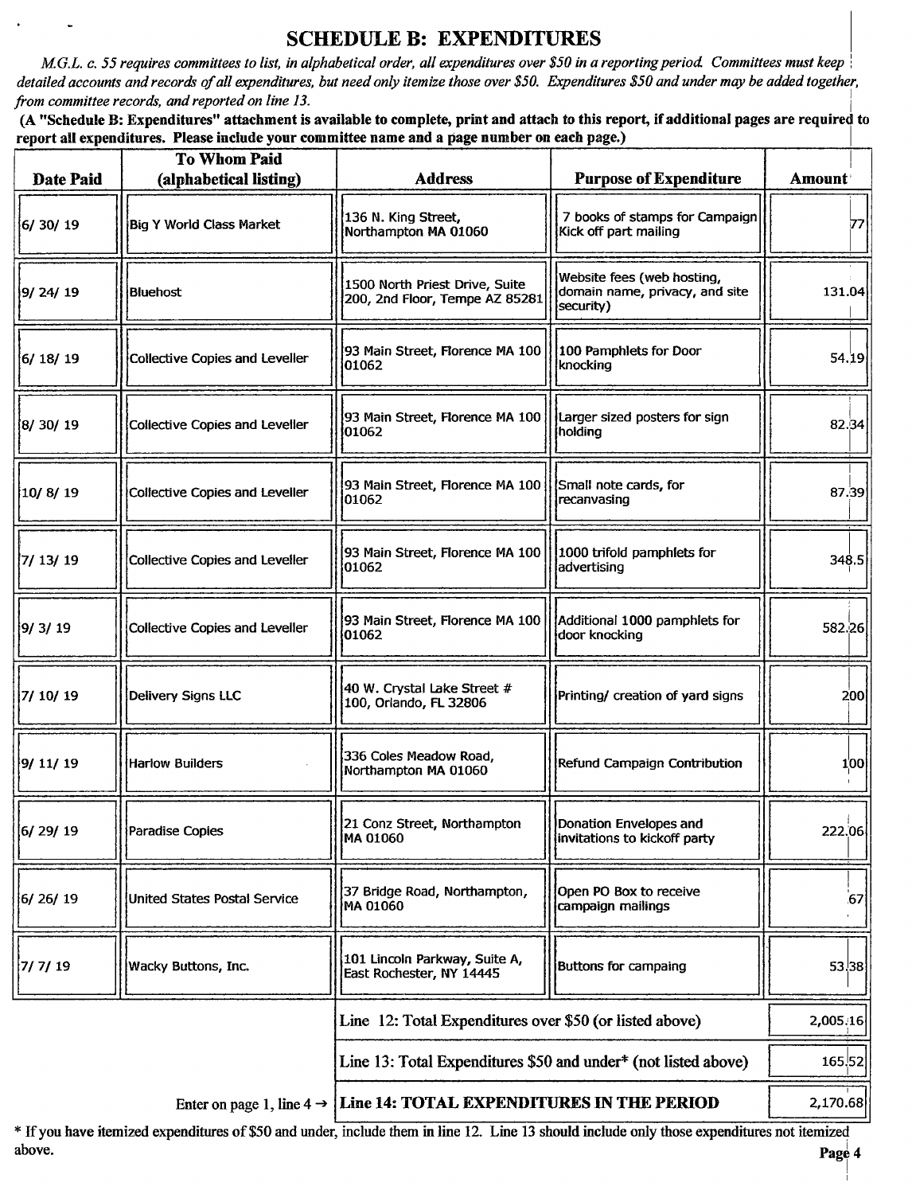# SCHEDULE B: EXPENDITURES

*M.G.L. c. 55 requires committees to list, in alphabetical order, all expenditures over $50 in a reporting period. Committees must keep detailed accounts and records of all expenditures, but need only itemize those over $50. Expenditures $50 and under may be added together, from committee records, and reported on line 13.*

**(A "Schedule B: Expenditures" attachment is available to complete, print and attach to this report, if additional pages are required to report all expenditures. Please include your committee name and a page number on each page.)**

| Date Paid | To Whom Paid (alphabetical listing) | Address | Purpose of Expenditure | Amount |
|---|---|---|---|---|
| 6/ 30/ 19 | Big Y World Class Market | 136 N. King Street, Northampton MA 01060 | 7 books of stamps for Campaign Kick off part mailing | 77 |
| 9/ 24/ 19 | Bluehost | 1500 North Priest Drive, Suite 200, 2nd Floor, Tempe AZ 85281 | Website fees (web hosting, domain name, privacy, and site security) | 131.04 |
| 6/ 18/ 19 | Collective Copies and Leveller | 93 Main Street, Florence MA 100 01062 | 100 Pamphlets for Door knocking | 54.19 |
| 8/ 30/ 19 | Collective Copies and Leveller | 93 Main Street, Florence MA 100 01062 | Larger sized posters for sign holding | 82.34 |
| 10/ 8/ 19 | Collective Copies and Leveller | 93 Main Street, Florence MA 100 01062 | Small note cards, for recanvasing | 87.39 |
| 7/ 13/ 19 | Collective Copies and Leveller | 93 Main Street, Florence MA 100 01062 | 1000 trifold pamphlets for advertising | 348.5 |
| 9/ 3/ 19 | Collective Copies and Leveller | 93 Main Street, Florence MA 100 01062 | Additional 1000 pamphlets for door knocking | 582.26 |
| 7/ 10/ 19 | Delivery Signs LLC | 40 W. Crystal Lake Street # 100, Orlando, FL 32806 | Printing/ creation of yard signs | 200 |
| 9/ 11/ 19 | Harlow Builders | 336 Coles Meadow Road, Northampton MA 01060 | Refund Campaign Contribution | 100 |
| 6/ 29/ 19 | Paradise Copies | 21 Conz Street, Northampton MA 01060 | Donation Envelopes and invitations to kickoff party | 222.06 |
| 6/ 26/ 19 | United States Postal Service | 37 Bridge Road, Northampton, MA 01060 | Open PO Box to receive campaign mailings | 67 |
| 7/ 7/ 19 | Wacky Buttons, Inc. | 101 Lincoln Parkway, Suite A, East Rochester, NY 14445 | Buttons for campaing | 53.38 |
| | | | Line 12: Total Expenditures over $50 (or listed above) | 2,005.16 |
| | | | Line 13: Total Expenditures $50 and under* (not listed above) | 165.52 |
| | | Enter on page 1, line 4 → | **Line 14: TOTAL EXPENDITURES IN THE PERIOD** | 2,170.68 |

\* If you have itemized expenditures of $50 and under, include them in line 12. Line 13 should include only those expenditures not itemized above.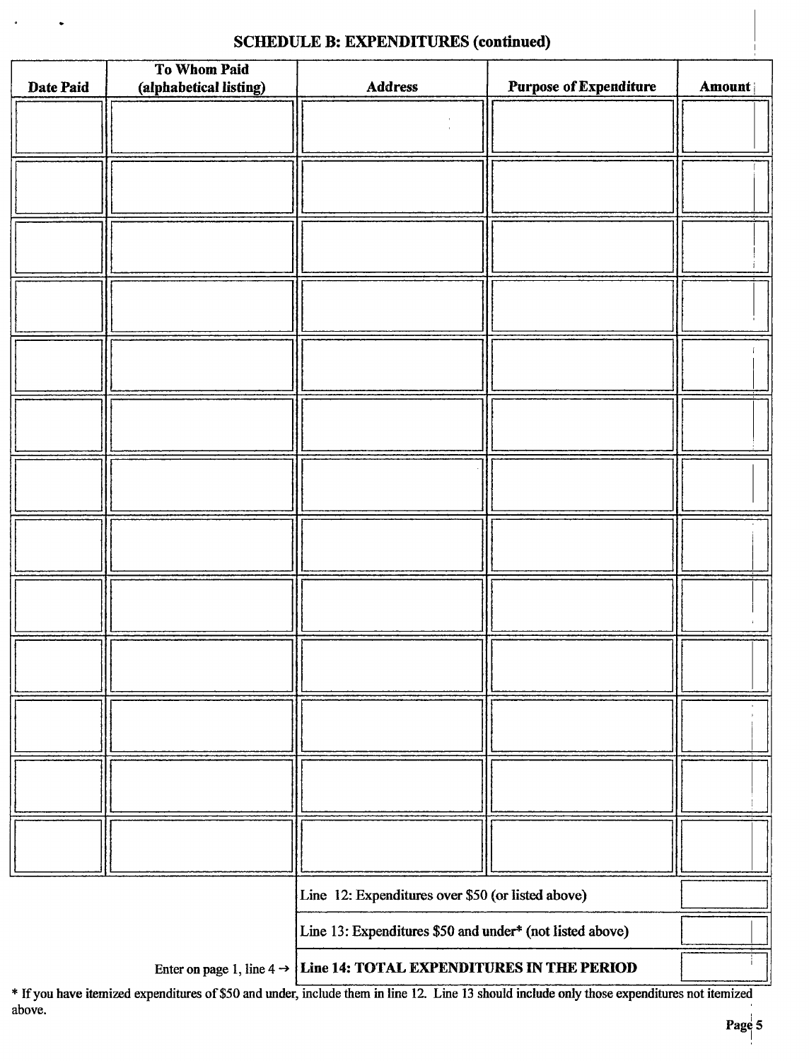## SCHEDULE B: EXPENDITURES (continued)

| Date Paid | To Whom Paid (alphabetical listing) | Address | Purpose of Expenditure | Amount |
|---|---|---|---|---|
| | | | | |
| | | | | |
| | | | | |
| | | | | |
| | | | | |
| | | | | |
| | | | | |
| | | | | |
| | | | | |
| | | | | |
| | | | | |
| | | | | |
| | | | | |

| | |
|---|---|
| Line 12: Expenditures over $50 (or listed above) | |
| Line 13: Expenditures $50 and under* (not listed above) | |
| Enter on page 1, line 4 → **Line 14: TOTAL EXPENDITURES IN THE PERIOD** | |

* If you have itemized expenditures of $50 and under, include them in line 12. Line 13 should include only those expenditures not itemized above.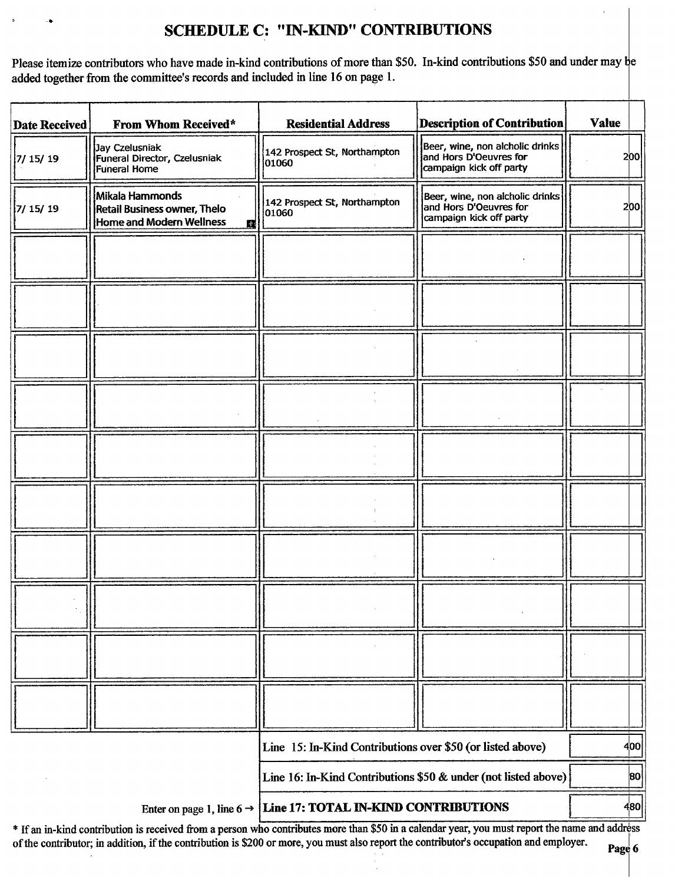# SCHEDULE C: "IN-KIND" CONTRIBUTIONS

Please itemize contributors who have made in-kind contributions of more than $50. In-kind contributions $50 and under may be added together from the committee's records and included in line 16 on page 1.

| Date Received | From Whom Received* | Residential Address | Description of Contribution | Value |
|---|---|---|---|---|
| 7/ 15/ 19 | Jay Czelusniak<br>Funeral Director, Czelusniak Funeral Home | 142 Prospect St, Northampton 01060 | Beer, wine, non alcholic drinks and Hors D'Oeuvres for campaign kick off party | 200 |
| 7/ 15/ 19 | Mikala Hammonds<br>Retail Business owner, Thelo Home and Modern Wellness | 142 Prospect St, Northampton 01060 | Beer, wine, non alcholic drinks and Hors D'Oeuvres for campaign kick off party | 200 |
| | | | | |
| | | | | |
| | | | | |
| | | | | |
| | | | | |
| | | | | |
| | | | | |
| | | | | |
| | | | | |
| | | | | |

| | |
|---|---|
| Line 15: In-Kind Contributions over $50 (or listed above) | 400 |
| Line 16: In-Kind Contributions $50 & under (not listed above) | 80 |
| Enter on page 1, line 6 → **Line 17: TOTAL IN-KIND CONTRIBUTIONS** | 480 |

* If an in-kind contribution is received from a person who contributes more than $50 in a calendar year, you must report the name and address of the contributor; in addition, if the contribution is $200 or more, you must also report the contributor's occupation and employer.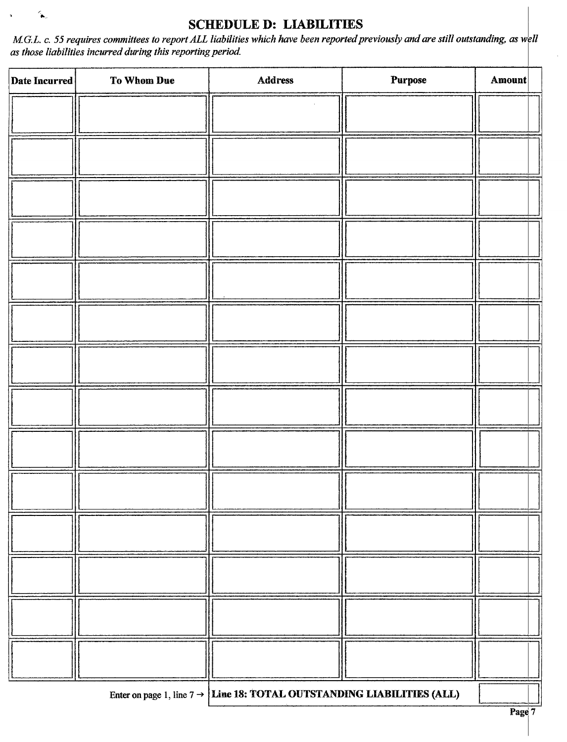# SCHEDULE D: LIABILITIES

*M.G.L. c. 55 requires committees to report ALL liabilities which have been reported previously and are still outstanding, as well as those liabilities incurred during this reporting period.*

| Date Incurred | To Whom Due | Address | Purpose | Amount |
|---|---|---|---|---|
| | | | | |
| | | | | |
| | | | | |
| | | | | |
| | | | | |
| | | | | |
| | | | | |
| | | | | |
| | | | | |
| | | | | |
| | | | | |
| | | | | |
| | | | | |
| | | | | |
| | Enter on page 1, line 7 → | **Line 18: TOTAL OUTSTANDING LIABILITIES (ALL)** | | |